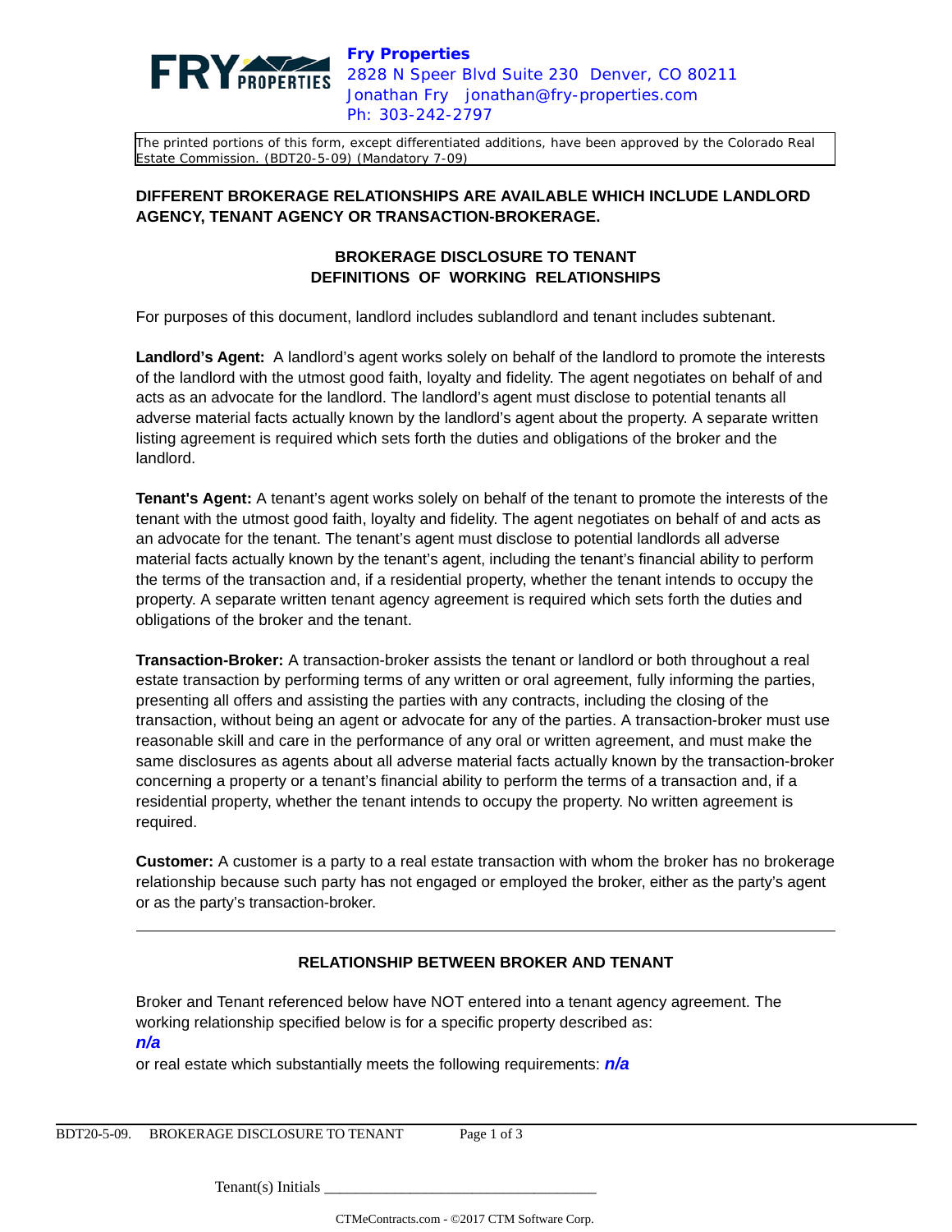**Fry Properties**
2828 N Speer Blvd Suite 230 Denver, CO 80211
Jonathan Fry jonathan@fry-properties.com
Ph: 303-242-2797

The printed portions of this form, except differentiated additions, have been approved by the Colorado Real Estate Commission. (BDT20-5-09) (Mandatory 7-09)

**DIFFERENT BROKERAGE RELATIONSHIPS ARE AVAILABLE WHICH INCLUDE LANDLORD AGENCY, TENANT AGENCY OR TRANSACTION-BROKERAGE.**

## BROKERAGE DISCLOSURE TO TENANT
## DEFINITIONS OF WORKING RELATIONSHIPS

For purposes of this document, landlord includes sublandlord and tenant includes subtenant.

**Landlord's Agent:** A landlord's agent works solely on behalf of the landlord to promote the interests of the landlord with the utmost good faith, loyalty and fidelity. The agent negotiates on behalf of and acts as an advocate for the landlord. The landlord's agent must disclose to potential tenants all adverse material facts actually known by the landlord's agent about the property. A separate written listing agreement is required which sets forth the duties and obligations of the broker and the landlord.

**Tenant's Agent:** A tenant's agent works solely on behalf of the tenant to promote the interests of the tenant with the utmost good faith, loyalty and fidelity. The agent negotiates on behalf of and acts as an advocate for the tenant. The tenant's agent must disclose to potential landlords all adverse material facts actually known by the tenant's agent, including the tenant's financial ability to perform the terms of the transaction and, if a residential property, whether the tenant intends to occupy the property. A separate written tenant agency agreement is required which sets forth the duties and obligations of the broker and the tenant.

**Transaction-Broker:** A transaction-broker assists the tenant or landlord or both throughout a real estate transaction by performing terms of any written or oral agreement, fully informing the parties, presenting all offers and assisting the parties with any contracts, including the closing of the transaction, without being an agent or advocate for any of the parties. A transaction-broker must use reasonable skill and care in the performance of any oral or written agreement, and must make the same disclosures as agents about all adverse material facts actually known by the transaction-broker concerning a property or a tenant's financial ability to perform the terms of a transaction and, if a residential property, whether the tenant intends to occupy the property. No written agreement is required.

**Customer:** A customer is a party to a real estate transaction with whom the broker has no brokerage relationship because such party has not engaged or employed the broker, either as the party's agent or as the party's transaction-broker.

---

## RELATIONSHIP BETWEEN BROKER AND TENANT

Broker and Tenant referenced below have NOT entered into a tenant agency agreement. The working relationship specified below is for a specific property described as:
***n/a***
or real estate which substantially meets the following requirements: ***n/a***

Tenant(s) Initials ___________________________________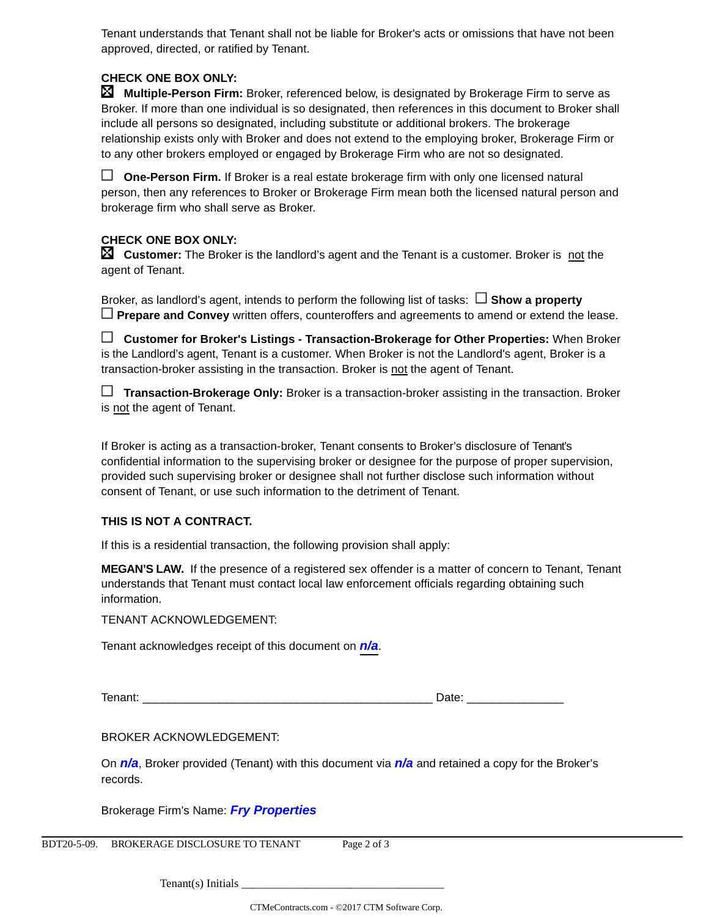Tenant understands that Tenant shall not be liable for Broker's acts or omissions that have not been approved, directed, or ratified by Tenant.

**CHECK ONE BOX ONLY:**

☒ **Multiple-Person Firm:** Broker, referenced below, is designated by Brokerage Firm to serve as Broker. If more than one individual is so designated, then references in this document to Broker shall include all persons so designated, including substitute or additional brokers. The brokerage relationship exists only with Broker and does not extend to the employing broker, Brokerage Firm or to any other brokers employed or engaged by Brokerage Firm who are not so designated.

☐ **One-Person Firm.** If Broker is a real estate brokerage firm with only one licensed natural person, then any references to Broker or Brokerage Firm mean both the licensed natural person and brokerage firm who shall serve as Broker.

**CHECK ONE BOX ONLY:**

☒ **Customer:** The Broker is the landlord's agent and the Tenant is a customer. Broker is not the agent of Tenant.

Broker, as landlord's agent, intends to perform the following list of tasks: ☐ **Show a property** ☐ **Prepare and Convey** written offers, counteroffers and agreements to amend or extend the lease.

☐ **Customer for Broker's Listings - Transaction-Brokerage for Other Properties:** When Broker is the Landlord's agent, Tenant is a customer. When Broker is not the Landlord's agent, Broker is a transaction-broker assisting in the transaction. Broker is not the agent of Tenant.

☐ **Transaction-Brokerage Only:** Broker is a transaction-broker assisting in the transaction. Broker is not the agent of Tenant.

If Broker is acting as a transaction-broker, Tenant consents to Broker's disclosure of Tenant's confidential information to the supervising broker or designee for the purpose of proper supervision, provided such supervising broker or designee shall not further disclose such information without consent of Tenant, or use such information to the detriment of Tenant.

**THIS IS NOT A CONTRACT.**

If this is a residential transaction, the following provision shall apply:

**MEGAN'S LAW.** If the presence of a registered sex offender is a matter of concern to Tenant, Tenant understands that Tenant must contact local law enforcement officials regarding obtaining such information.

TENANT ACKNOWLEDGEMENT:

Tenant acknowledges receipt of this document on ***n/a***.

Tenant: _______________________________________________ Date: _______________

BROKER ACKNOWLEDGEMENT:

On ***n/a***, Broker provided (Tenant) with this document via ***n/a*** and retained a copy for the Broker's records.

Brokerage Firm's Name: ***Fry Properties***

BDT20-5-09. BROKERAGE DISCLOSURE TO TENANT

Tenant(s) Initials ___________________________________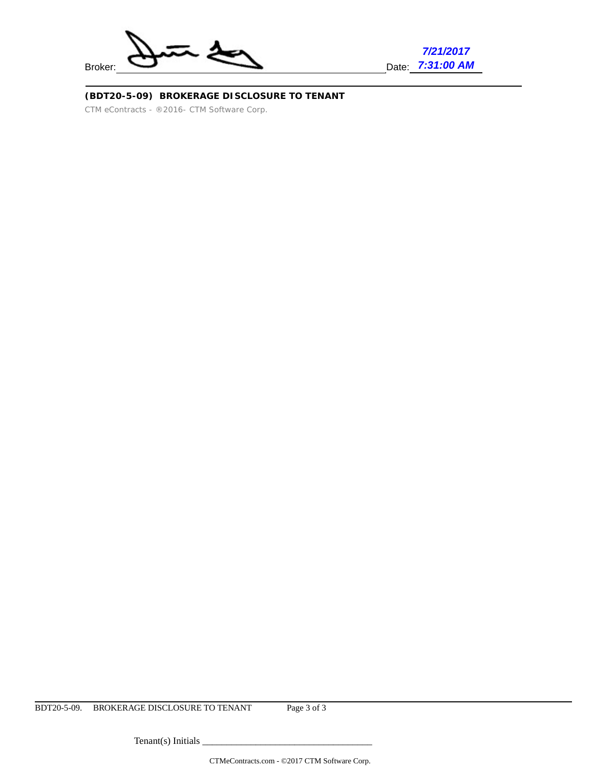Broker: ______________________________ Date: *7/21/2017* *7:31:00 AM*

**(BDT20-5-09) BROKERAGE DISCLOSURE TO TENANT**

CTM eContracts - ®2016- CTM Software Corp.

Tenant(s) Initials ___________________________________